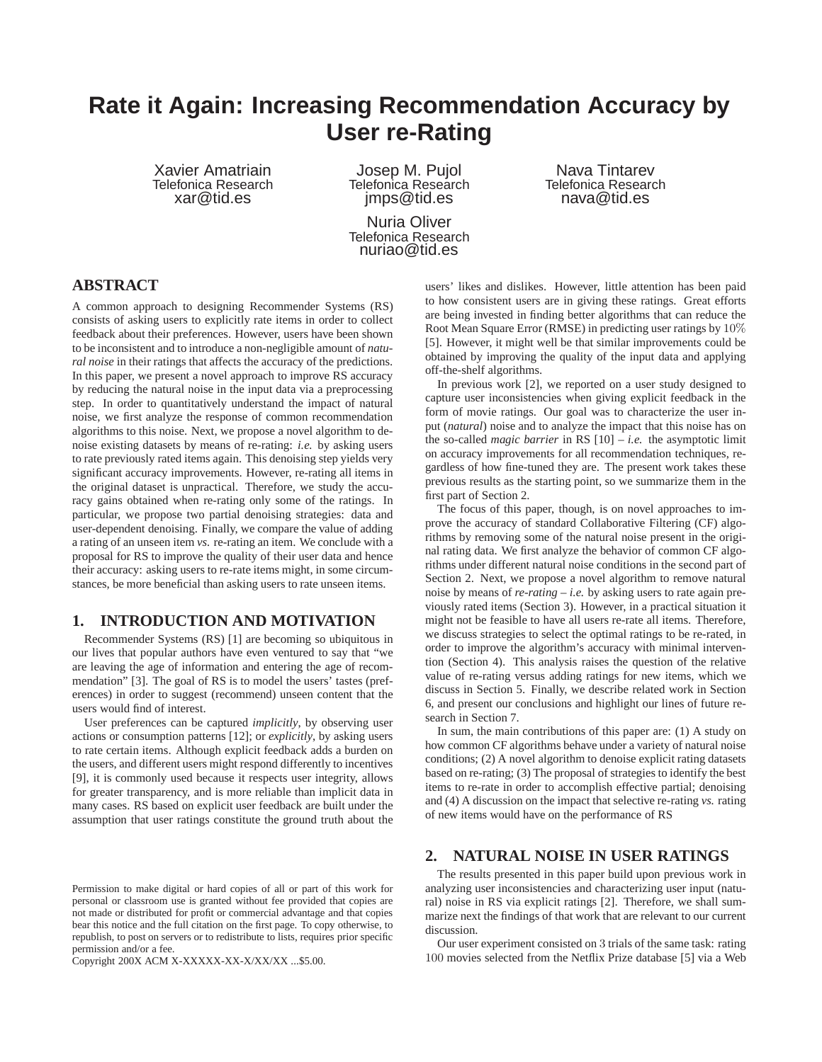# Rate it Again: Increasing Recommendation Accuracy by User re-Rating

Xavier Amatriain
Telefonica Research
xar@tid.es

Josep M. Pujol
Telefonica Research
jmps@tid.es

Nava Tintarev
Telefonica Research
nava@tid.es

Nuria Oliver
Telefonica Research
nuriao@tid.es

## ABSTRACT

A common approach to designing Recommender Systems (RS) consists of asking users to explicitly rate items in order to collect feedback about their preferences. However, users have been shown to be inconsistent and to introduce a non-negligible amount of *natural noise* in their ratings that affects the accuracy of the predictions. In this paper, we present a novel approach to improve RS accuracy by reducing the natural noise in the input data via a preprocessing step. In order to quantitatively understand the impact of natural noise, we first analyze the response of common recommendation algorithms to this noise. Next, we propose a novel algorithm to denoise existing datasets by means of re-rating: *i.e.* by asking users to rate previously rated items again. This denoising step yields very significant accuracy improvements. However, re-rating all items in the original dataset is unpractical. Therefore, we study the accuracy gains obtained when re-rating only some of the ratings. In particular, we propose two partial denoising strategies: data and user-dependent denoising. Finally, we compare the value of adding a rating of an unseen item *vs.* re-rating an item. We conclude with a proposal for RS to improve the quality of their user data and hence their accuracy: asking users to re-rate items might, in some circumstances, be more beneficial than asking users to rate unseen items.

## 1. INTRODUCTION AND MOTIVATION

Recommender Systems (RS) [1] are becoming so ubiquitous in our lives that popular authors have even ventured to say that "we are leaving the age of information and entering the age of recommendation" [3]. The goal of RS is to model the users' tastes (preferences) in order to suggest (recommend) unseen content that the users would find of interest.

User preferences can be captured *implicitly*, by observing user actions or consumption patterns [12]; or *explicitly*, by asking users to rate certain items. Although explicit feedback adds a burden on the users, and different users might respond differently to incentives [9], it is commonly used because it respects user integrity, allows for greater transparency, and is more reliable than implicit data in many cases. RS based on explicit user feedback are built under the assumption that user ratings constitute the ground truth about the users' likes and dislikes. However, little attention has been paid to how consistent users are in giving these ratings. Great efforts are being invested in finding better algorithms that can reduce the Root Mean Square Error (RMSE) in predicting user ratings by $10\%$ [5]. However, it might well be that similar improvements could be obtained by improving the quality of the input data and applying off-the-shelf algorithms.

In previous work [2], we reported on a user study designed to capture user inconsistencies when giving explicit feedback in the form of movie ratings. Our goal was to characterize the user input (*natural*) noise and to analyze the impact that this noise has on the so-called *magic barrier* in RS [10] – *i.e.* the asymptotic limit on accuracy improvements for all recommendation techniques, regardless of how fine-tuned they are. The present work takes these previous results as the starting point, so we summarize them in the first part of Section 2.

The focus of this paper, though, is on novel approaches to improve the accuracy of standard Collaborative Filtering (CF) algorithms by removing some of the natural noise present in the original rating data. We first analyze the behavior of common CF algorithms under different natural noise conditions in the second part of Section 2. Next, we propose a novel algorithm to remove natural noise by means of *re-rating* – *i.e.* by asking users to rate again previously rated items (Section 3). However, in a practical situation it might not be feasible to have all users re-rate all items. Therefore, we discuss strategies to select the optimal ratings to be re-rated, in order to improve the algorithm's accuracy with minimal intervention (Section 4). This analysis raises the question of the relative value of re-rating versus adding ratings for new items, which we discuss in Section 5. Finally, we describe related work in Section 6, and present our conclusions and highlight our lines of future research in Section 7.

In sum, the main contributions of this paper are: (1) A study on how common CF algorithms behave under a variety of natural noise conditions; (2) A novel algorithm to denoise explicit rating datasets based on re-rating; (3) The proposal of strategies to identify the best items to re-rate in order to accomplish effective partial; denoising and (4) A discussion on the impact that selective re-rating *vs.* rating of new items would have on the performance of RS

## 2. NATURAL NOISE IN USER RATINGS

The results presented in this paper build upon previous work in analyzing user inconsistencies and characterizing user input (natural) noise in RS via explicit ratings [2]. Therefore, we shall summarize next the findings of that work that are relevant to our current discussion.

Our user experiment consisted on $3$ trials of the same task: rating $100$ movies selected from the Netflix Prize database [5] via a Web

Permission to make digital or hard copies of all or part of this work for personal or classroom use is granted without fee provided that copies are not made or distributed for profit or commercial advantage and that copies bear this notice and the full citation on the first page. To copy otherwise, to republish, to post on servers or to redistribute to lists, requires prior specific permission and/or a fee.
Copyright 200X ACM X-XXXXX-XX-X/XX/XX ...$5.00.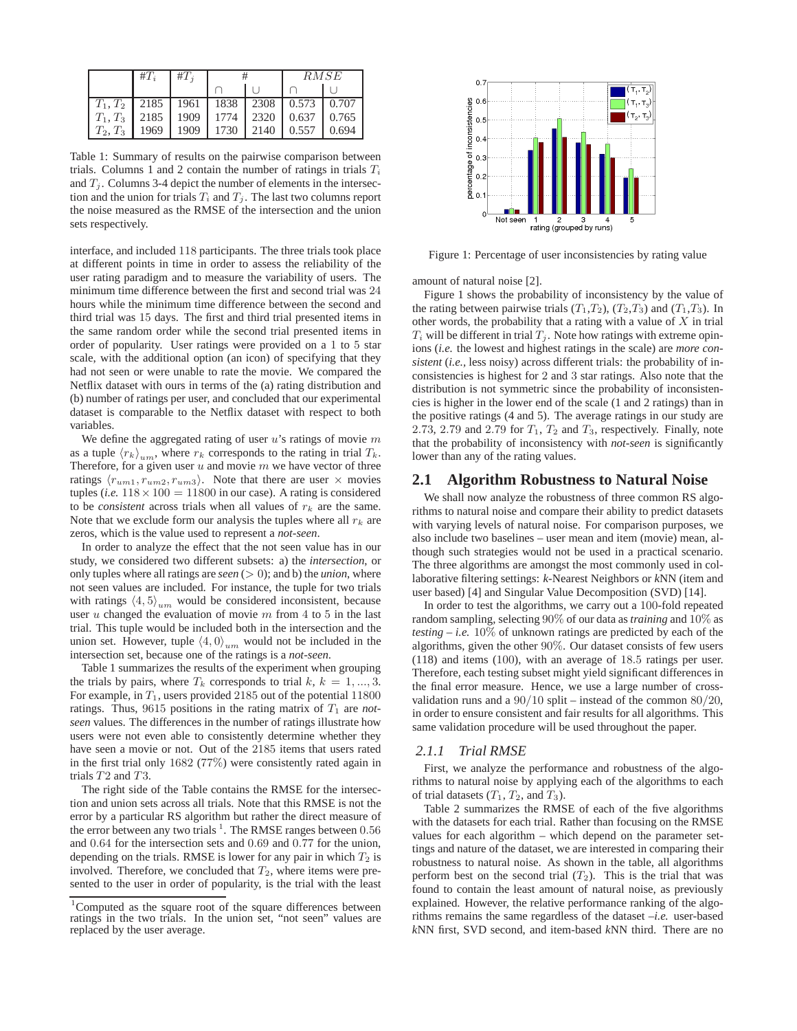| | $\#T_i$ | $\#T_j$ | # | | $RMSE$ | |
|---|---|---|---|---|---|---|
| | | | $\cap$ | $\cup$ | $\cap$ | $\cup$ |
| $T_1, T_2$ | 2185 | 1961 | 1838 | 2308 | 0.573 | 0.707 |
| $T_1, T_3$ | 2185 | 1909 | 1774 | 2320 | 0.637 | 0.765 |
| $T_2, T_3$ | 1969 | 1909 | 1730 | 2140 | 0.557 | 0.694 |

Table 1: Summary of results on the pairwise comparison between trials. Columns 1 and 2 contain the number of ratings in trials $T_i$ and $T_j$. Columns 3-4 depict the number of elements in the intersection and the union for trials $T_i$ and $T_j$. The last two columns report the noise measured as the RMSE of the intersection and the union sets respectively.

interface, and included 118 participants. The three trials took place at different points in time in order to assess the reliability of the user rating paradigm and to measure the variability of users. The minimum time difference between the first and second trial was 24 hours while the minimum time difference between the second and third trial was 15 days. The first and third trial presented items in the same random order while the second trial presented items in order of popularity. User ratings were provided on a 1 to 5 star scale, with the additional option (an icon) of specifying that they had not seen or were unable to rate the movie. We compared the Netflix dataset with ours in terms of the (a) rating distribution and (b) number of ratings per user, and concluded that our experimental dataset is comparable to the Netflix dataset with respect to both variables.

We define the aggregated rating of user $u$'s ratings of movie $m$ as a tuple $\langle r_k \rangle_{um}$, where $r_k$ corresponds to the rating in trial $T_k$. Therefore, for a given user $u$ and movie $m$ we have vector of three ratings $\langle r_{um1}, r_{um2}, r_{um3} \rangle$. Note that there are user $\times$ movies tuples (*i.e.* $118 \times 100 = 11800$ in our case). A rating is considered to be *consistent* across trials when all values of $r_k$ are the same. Note that we exclude form our analysis the tuples where all $r_k$ are zeros, which is the value used to represent a *not-seen*.

In order to analyze the effect that the not seen value has in our study, we considered two different subsets: a) the *intersection*, or only tuples where all ratings are *seen* ($> 0$); and b) the *union*, where not seen values are included. For instance, the tuple for two trials with ratings $\langle 4, 5 \rangle_{um}$ would be considered inconsistent, because user $u$ changed the evaluation of movie $m$ from 4 to 5 in the last trial. This tuple would be included both in the intersection and the union set. However, tuple $\langle 4, 0 \rangle_{um}$ would not be included in the intersection set, because one of the ratings is a *not-seen*.

Table 1 summarizes the results of the experiment when grouping the trials by pairs, where $T_k$ corresponds to trial $k$, $k = 1, ..., 3$. For example, in $T_1$, users provided 2185 out of the potential 11800 ratings. Thus, 9615 positions in the rating matrix of $T_1$ are *not-seen* values. The differences in the number of ratings illustrate how users were not even able to consistently determine whether they have seen a movie or not. Out of the 2185 items that users rated in the first trial only 1682 (77%) were consistently rated again in trials $T2$ and $T3$.

The right side of the Table contains the RMSE for the intersection and union sets across all trials. Note that this RMSE is not the error by a particular RS algorithm but rather the direct measure of the error between any two trials [1]. The RMSE ranges between 0.56 and 0.64 for the intersection sets and 0.69 and 0.77 for the union, depending on the trials. RMSE is lower for any pair in which $T_2$ is involved. Therefore, we concluded that $T_2$, where items were presented to the user in order of popularity, is the trial with the least amount of natural noise [2].

[1]Computed as the square root of the square differences between ratings in the two trials. In the union set, "not seen" values are replaced by the user average.

Figure 1: Percentage of user inconsistencies by rating value

Figure 1 shows the probability of inconsistency by the value of the rating between pairwise trials ($T_1$,$T_2$), ($T_2$,$T_3$) and ($T_1$,$T_3$). In other words, the probability that a rating with a value of $X$ in trial $T_i$ will be different in trial $T_j$. Note how ratings with extreme opinions (*i.e.* the lowest and highest ratings in the scale) are *more consistent* (*i.e.*, less noisy) across different trials: the probability of inconsistencies is highest for 2 and 3 star ratings. Also note that the distribution is not symmetric since the probability of inconsistencies is higher in the lower end of the scale (1 and 2 ratings) than in the positive ratings (4 and 5). The average ratings in our study are 2.73, 2.79 and 2.79 for $T_1$, $T_2$ and $T_3$, respectively. Finally, note that the probability of inconsistency with *not-seen* is significantly lower than any of the rating values.

## 2.1 Algorithm Robustness to Natural Noise

We shall now analyze the robustness of three common RS algorithms to natural noise and compare their ability to predict datasets with varying levels of natural noise. For comparison purposes, we also include two baselines – user mean and item (movie) mean, although such strategies would not be used in a practical scenario. The three algorithms are amongst the most commonly used in collaborative filtering settings: *k*-Nearest Neighbors or *k*NN (item and user based) [4] and Singular Value Decomposition (SVD) [14].

In order to test the algorithms, we carry out a 100-fold repeated random sampling, selecting 90% of our data as *training* and 10% as *testing* – *i.e.* 10% of unknown ratings are predicted by each of the algorithms, given the other 90%. Our dataset consists of few users (118) and items (100), with an average of 18.5 ratings per user. Therefore, each testing subset might yield significant differences in the final error measure. Hence, we use a large number of cross-validation runs and a 90/10 split – instead of the common 80/20, in order to ensure consistent and fair results for all algorithms. This same validation procedure will be used throughout the paper.

### 2.1.1 Trial RMSE

First, we analyze the performance and robustness of the algorithms to natural noise by applying each of the algorithms to each of trial datasets ($T_1$, $T_2$, and $T_3$).

Table 2 summarizes the RMSE of each of the five algorithms with the datasets for each trial. Rather than focusing on the RMSE values for each algorithm – which depend on the parameter settings and nature of the dataset, we are interested in comparing their robustness to natural noise. As shown in the table, all algorithms perform best on the second trial ($T_2$). This is the trial that was found to contain the least amount of natural noise, as previously explained. However, the relative performance ranking of the algorithms remains the same regardless of the dataset –*i.e.* user-based *k*NN first, SVD second, and item-based *k*NN third. There are no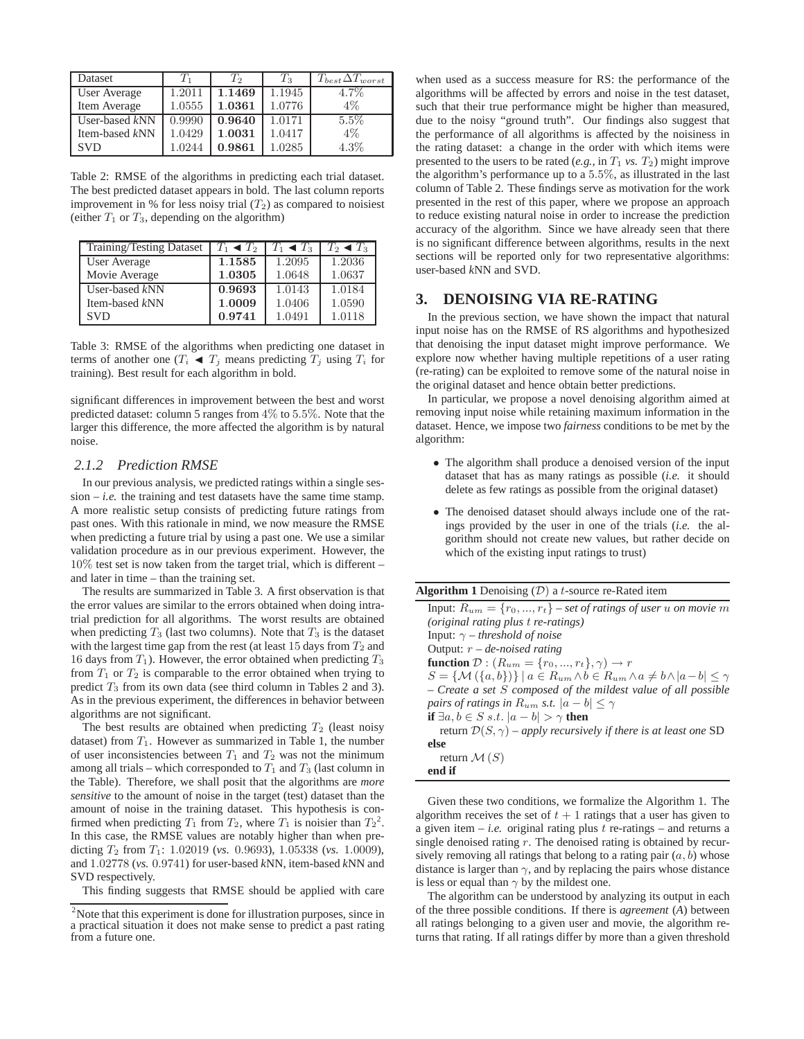| Dataset | $T_1$ | $T_2$ | $T_3$ | $T_{best}\Delta T_{worst}$ |
|---|---|---|---|---|
| User Average | 1.2011 | **1.1469** | 1.1945 | 4.7% |
| Item Average | 1.0555 | **1.0361** | 1.0776 | 4% |
| User-based *k*NN | 0.9990 | **0.9640** | 1.0171 | 5.5% |
| Item-based *k*NN | 1.0429 | **1.0031** | 1.0417 | 4% |
| SVD | 1.0244 | **0.9861** | 1.0285 | 4.3% |

Table 2: RMSE of the algorithms in predicting each trial dataset. The best predicted dataset appears in bold. The last column reports improvement in % for less noisy trial ($T_2$) as compared to noisiest (either $T_1$ or $T_3$, depending on the algorithm)

| Training/Testing Dataset | $T_1 \blacktriangleleft T_2$ | $T_1 \blacktriangleleft T_3$ | $T_2 \blacktriangleleft T_3$ |
|---|---|---|---|
| User Average | **1.1585** | 1.2095 | 1.2036 |
| Movie Average | **1.0305** | 1.0648 | 1.0637 |
| User-based *k*NN | **0.9693** | 1.0143 | 1.0184 |
| Item-based *k*NN | **1.0009** | 1.0406 | 1.0590 |
| SVD | **0.9741** | 1.0491 | 1.0118 |

Table 3: RMSE of the algorithms when predicting one dataset in terms of another one ($T_i \blacktriangleleft T_j$ means predicting $T_j$ using $T_i$ for training). Best result for each algorithm in bold.

significant differences in improvement between the best and worst predicted dataset: column 5 ranges from 4% to 5.5%. Note that the larger this difference, the more affected the algorithm is by natural noise.

### 2.1.2 Prediction RMSE

In our previous analysis, we predicted ratings within a single session – *i.e.* the training and test datasets have the same time stamp. A more realistic setup consists of predicting future ratings from past ones. With this rationale in mind, we now measure the RMSE when predicting a future trial by using a past one. We use a similar validation procedure as in our previous experiment. However, the 10% test set is now taken from the target trial, which is different – and later in time – than the training set.

The results are summarized in Table 3. A first observation is that the error values are similar to the errors obtained when doing intra-trial prediction for all algorithms. The worst results are obtained when predicting $T_3$ (last two columns). Note that $T_3$ is the dataset with the largest time gap from the rest (at least 15 days from $T_2$ and 16 days from $T_1$). However, the error obtained when predicting $T_3$ from $T_1$ or $T_2$ is comparable to the error obtained when trying to predict $T_3$ from its own data (see third column in Tables 2 and 3). As in the previous experiment, the differences in behavior between algorithms are not significant.

The best results are obtained when predicting $T_2$ (least noisy dataset) from $T_1$. However as summarized in Table 1, the number of user inconsistencies between $T_1$ and $T_2$ was not the minimum among all trials – which corresponded to $T_1$ and $T_3$ (last column in the Table). Therefore, we shall posit that the algorithms are *more sensitive* to the amount of noise in the target (test) dataset than the amount of noise in the training dataset. This hypothesis is confirmed when predicting $T_1$ from $T_2$, where $T_1$ is noisier than $T_2$[2]. In this case, the RMSE values are notably higher than when predicting $T_2$ from $T_1$: 1.02019 (*vs.* 0.9693), 1.05338 (*vs.* 1.0009), and 1.02778 (*vs.* 0.9741) for user-based *k*NN, item-based *k*NN and SVD respectively.

This finding suggests that RMSE should be applied with care when used as a success measure for RS: the performance of the algorithms will be affected by errors and noise in the test dataset, such that their true performance might be higher than measured, due to the noisy "ground truth". Our findings also suggest that the performance of all algorithms is affected by the noisiness in the rating dataset: a change in the order with which items were presented to the users to be rated (*e.g.*, in $T_1$ *vs.* $T_2$) might improve the algorithm's performance up to a 5.5%, as illustrated in the last column of Table 2. These findings serve as motivation for the work presented in the rest of this paper, where we propose an approach to reduce existing natural noise in order to increase the prediction accuracy of the algorithm. Since we have already seen that there is no significant difference between algorithms, results in the next sections will be reported only for two representative algorithms: user-based *k*NN and SVD.

## 3. DENOISING VIA RE-RATING

In the previous section, we have shown the impact that natural input noise has on the RMSE of RS algorithms and hypothesized that denoising the input dataset might improve performance. We explore now whether having multiple repetitions of a user rating (re-rating) can be exploited to remove some of the natural noise in the original dataset and hence obtain better predictions.

In particular, we propose a novel denoising algorithm aimed at removing input noise while retaining maximum information in the dataset. Hence, we impose two *fairness* conditions to be met by the algorithm:

- The algorithm shall produce a denoised version of the input dataset that has as many ratings as possible (*i.e.* it should delete as few ratings as possible from the original dataset)
- The denoised dataset should always include one of the ratings provided by the user in one of the trials (*i.e.* the algorithm should not create new values, but rather decide on which of the existing input ratings to trust)

**Algorithm 1** Denoising ($\mathcal{D}$) a $t$-source re-Rated item

```
Input: R_um = {r_0, ..., r_t} – set of ratings of user u on movie m (original rating plus t re-ratings)
Input: γ – threshold of noise
Output: r – de-noised rating
function D : (R_um = {r_0, ..., r_t}, γ) → r
S = {M({a, b})} | a ∈ R_um ∧ b ∈ R_um ∧ a ≠ b ∧ |a − b| ≤ γ
  – Create a set S composed of the mildest value of all possible pairs of ratings in R_um s.t. |a − b| ≤ γ
if ∃a, b ∈ S s.t. |a − b| > γ then
  return D(S, γ) – apply recursively if there is at least one SD
else
  return M(S)
end if
```

Given these two conditions, we formalize the Algorithm 1. The algorithm receives the set of $t + 1$ ratings that a user has given to a given item – *i.e.* original rating plus $t$ re-ratings – and returns a single denoised rating $r$. The denoised rating is obtained by recursively removing all ratings that belong to a rating pair $(a, b)$ whose distance is larger than $\gamma$, and by replacing the pairs whose distance is less or equal than $\gamma$ by the mildest one.

The algorithm can be understood by analyzing its output in each of the three possible conditions. If there is *agreement* (*A*) between all ratings belonging to a given user and movie, the algorithm returns that rating. If all ratings differ by more than a given threshold

[2] Note that this experiment is done for illustration purposes, since in a practical situation it does not make sense to predict a past rating from a future one.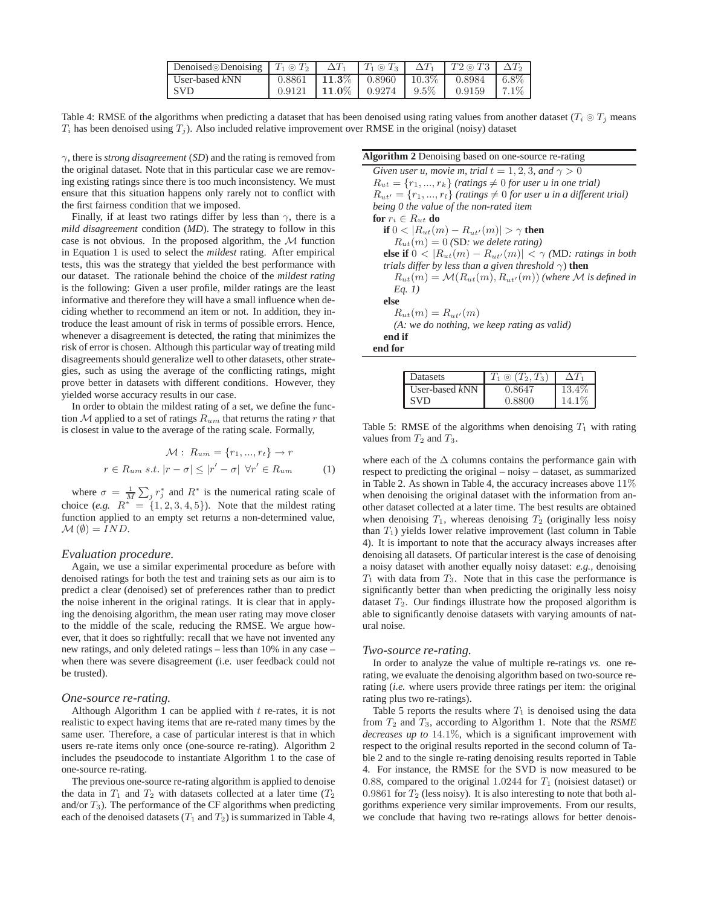| Denoised⊚Denoising | $T_1 \circledcirc T_2$ | $\Delta T_1$ | $T_1 \circledcirc T_3$ | $\Delta T_1$ | $T2 \circledcirc T3$ | $\Delta T_2$ |
|---|---|---|---|---|---|---|
| User-based *k*NN | 0.8861 | **11.3**% | 0.8960 | 10.3% | 0.8984 | 6.8% |
| SVD | 0.9121 | **11.0**% | 0.9274 | 9.5% | 0.9159 | 7.1% |

Table 4: RMSE of the algorithms when predicting a dataset that has been denoised using rating values from another dataset ($T_i \circledcirc T_j$ means $T_i$ has been denoised using $T_j$). Also included relative improvement over RMSE in the original (noisy) dataset

$\gamma$, there is *strong disagreement* (*SD*) and the rating is removed from the original dataset. Note that in this particular case we are removing existing ratings since there is too much inconsistency. We must ensure that this situation happens only rarely not to conflict with the first fairness condition that we imposed.

Finally, if at least two ratings differ by less than $\gamma$, there is a *mild disagreement* condition (*MD*). The strategy to follow in this case is not obvious. In the proposed algorithm, the $\mathcal{M}$ function in Equation 1 is used to select the *mildest* rating. After empirical tests, this was the strategy that yielded the best performance with our dataset. The rationale behind the choice of the *mildest rating* is the following: Given a user profile, milder ratings are the least informative and therefore they will have a small influence when deciding whether to recommend an item or not. In addition, they introduce the least amount of risk in terms of possible errors. Hence, whenever a disagreement is detected, the rating that minimizes the risk of error is chosen. Although this particular way of treating mild disagreements should generalize well to other datasets, other strategies, such as using the average of the conflicting ratings, might prove better in datasets with different conditions. However, they yielded worse accuracy results in our case.

In order to obtain the mildest rating of a set, we define the function $\mathcal{M}$ applied to a set of ratings $R_{um}$ that returns the rating $r$ that is closest in value to the average of the rating scale. Formally,

$$\mathcal{M}: \; R_{um} = \{r_1, ..., r_t\} \rightarrow r$$

$$r \in R_{um} \; s.t. \; |r - \sigma| \leq |r' - \sigma| \;\; \forall r' \in R_{um} \qquad (1)$$

where $\sigma = \frac{1}{M} \sum_j r_j^*$ and $R^*$ is the numerical rating scale of choice (*e.g.* $R^* = \{1, 2, 3, 4, 5\}$). Note that the mildest rating function applied to an empty set returns a non-determined value, $\mathcal{M}(\emptyset) = IND$.

### *Evaluation procedure.*

Again, we use a similar experimental procedure as before with denoised ratings for both the test and training sets as our aim is to predict a clear (denoised) set of preferences rather than to predict the noise inherent in the original ratings. It is clear that in applying the denoising algorithm, the mean user rating may move closer to the middle of the scale, reducing the RMSE. We argue however, that it does so rightfully: recall that we have not invented any new ratings, and only deleted ratings – less than 10% in any case – when there was severe disagreement (i.e. user feedback could not be trusted).

### *One-source re-rating.*

Although Algorithm 1 can be applied with $t$ re-rates, it is not realistic to expect having items that are re-rated many times by the same user. Therefore, a case of particular interest is that in which users re-rate items only once (one-source re-rating). Algorithm 2 includes the pseudocode to instantiate Algorithm 1 to the case of one-source re-rating.

**Algorithm 2** Denoising based on one-source re-rating

```
Given user u, movie m, trial t = 1, 2, 3, and γ > 0
R_ut = {r_1, ..., r_k} (ratings ≠ 0 for user u in one trial)
R_ut' = {r_1, ..., r_l} (ratings ≠ 0 for user u in a different trial)
being 0 the value of the non-rated item
for r_i ∈ R_ut do
  if 0 < |R_ut(m) − R_ut'(m)| > γ then
    R_ut(m) = 0 (SD: we delete rating)
  else if 0 < |R_ut(m) − R_ut'(m)| < γ (MD: ratings in both
  trials differ by less than a given threshold γ) then
    R_ut(m) = M(R_ut(m), R_ut'(m)) (where M is defined in
    Eq. 1)
  else
    R_ut(m) = R_ut'(m)
    (A: we do nothing, we keep rating as valid)
  end if
end for
```

The previous one-source re-rating algorithm is applied to denoise the data in $T_1$ and $T_2$ with datasets collected at a later time ($T_2$ and/or $T_3$). The performance of the CF algorithms when predicting each of the denoised datasets ($T_1$ and $T_2$) is summarized in Table 4, where each of the $\Delta$ columns contains the performance gain with respect to predicting the original – noisy – dataset, as summarized in Table 2. As shown in Table 4, the accuracy increases above 11% when denoising the original dataset with the information from another dataset collected at a later time. The best results are obtained when denoising $T_1$, whereas denoising $T_2$ (originally less noisy than $T_1$) yields lower relative improvement (last column in Table 4). It is important to note that the accuracy always increases after denoising all datasets. Of particular interest is the case of denoising a noisy dataset with another equally noisy dataset: *e.g.,* denoising $T_1$ with data from $T_3$. Note that in this case the performance is significantly better than when predicting the originally less noisy dataset $T_2$. Our findings illustrate how the proposed algorithm is able to significantly denoise datasets with varying amounts of natural noise.

| Datasets | $T_1 \circledcirc (T_2, T_3)$ | $\Delta T_1$ |
|---|---|---|
| User-based *k*NN | 0.8647 | 13.4% |
| SVD | 0.8800 | 14.1% |

Table 5: RMSE of the algorithms when denoising $T_1$ with rating values from $T_2$ and $T_3$.

### *Two-source re-rating.*

In order to analyze the value of multiple re-ratings *vs.* one re-rating, we evaluate the denoising algorithm based on two-source re-rating (*i.e.* where users provide three ratings per item: the original rating plus two re-ratings).

Table 5 reports the results where $T_1$ is denoised using the data from $T_2$ and $T_3$, according to Algorithm 1. Note that the *RSME decreases up to* 14.1%, which is a significant improvement with respect to the original results reported in the second column of Table 2 and to the single re-rating denoising results reported in Table 4. For instance, the RMSE for the SVD is now measured to be 0.88, compared to the original 1.0244 for $T_1$ (noisiest dataset) or 0.9861 for $T_2$ (less noisy). It is also interesting to note that both algorithms experience very similar improvements. From our results, we conclude that having two re-ratings allows for better denois-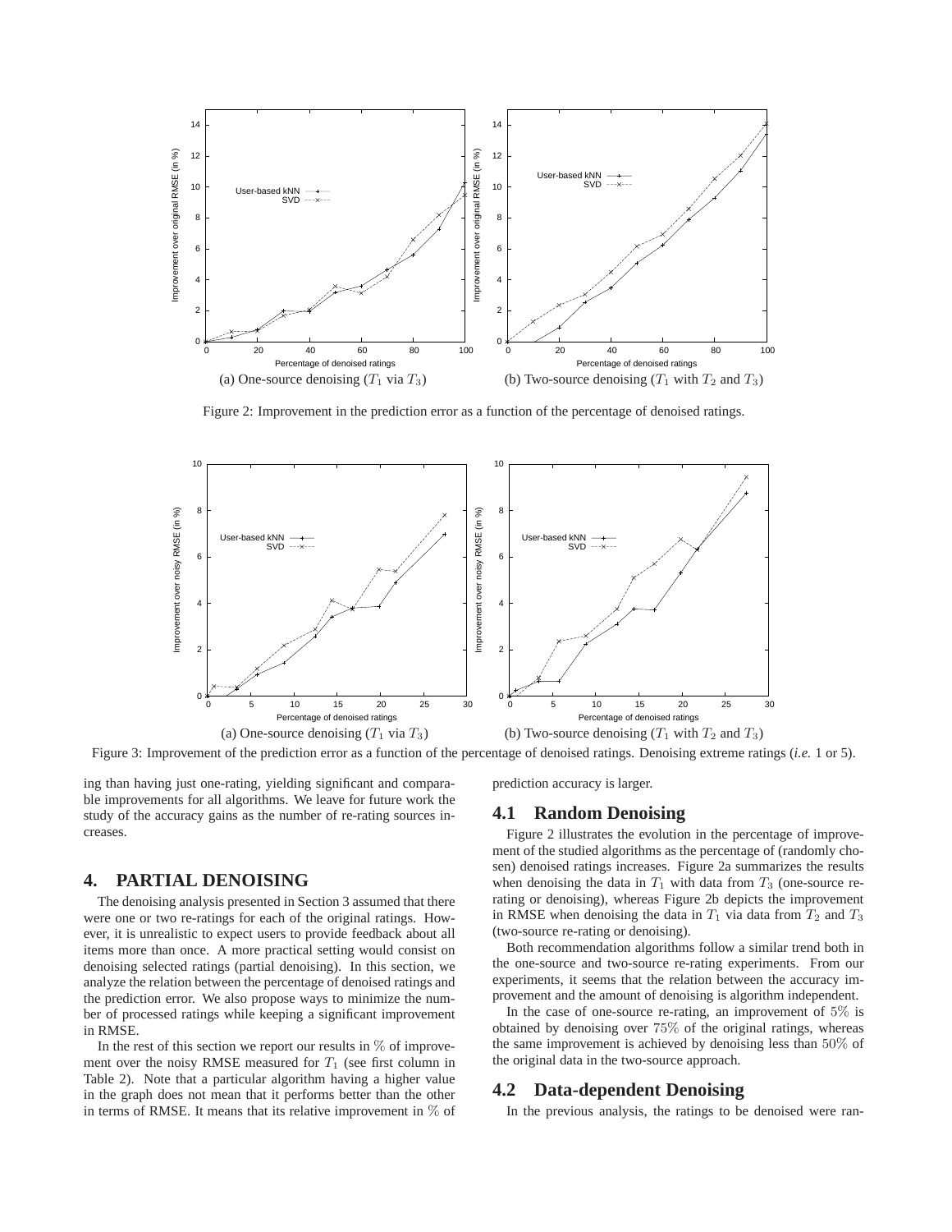(a) One-source denoising ($T_1$ via $T_3$)

(b) Two-source denoising ($T_1$ with $T_2$ and $T_3$)

Figure 2: Improvement in the prediction error as a function of the percentage of denoised ratings.

(a) One-source denoising ($T_1$ via $T_3$)

(b) Two-source denoising ($T_1$ with $T_2$ and $T_3$)

Figure 3: Improvement of the prediction error as a function of the percentage of denoised ratings. Denoising extreme ratings (*i.e.* 1 or 5).

ing than having just one-rating, yielding significant and comparable improvements for all algorithms. We leave for future work the study of the accuracy gains as the number of re-rating sources increases.

## 4. PARTIAL DENOISING

The denoising analysis presented in Section 3 assumed that there were one or two re-ratings for each of the original ratings. However, it is unrealistic to expect users to provide feedback about all items more than once. A more practical setting would consist on denoising selected ratings (partial denoising). In this section, we analyze the relation between the percentage of denoised ratings and the prediction error. We also propose ways to minimize the number of processed ratings while keeping a significant improvement in RMSE.

In the rest of this section we report our results in % of improvement over the noisy RMSE measured for $T_1$ (see first column in Table 2). Note that a particular algorithm having a higher value in the graph does not mean that it performs better than the other in terms of RMSE. It means that its relative improvement in % of prediction accuracy is larger.

### 4.1 Random Denoising

Figure 2 illustrates the evolution in the percentage of improvement of the studied algorithms as the percentage of (randomly chosen) denoised ratings increases. Figure 2a summarizes the results when denoising the data in $T_1$ with data from $T_3$ (one-source rerating or denoising), whereas Figure 2b depicts the improvement in RMSE when denoising the data in $T_1$ via data from $T_2$ and $T_3$ (two-source re-rating or denoising).

Both recommendation algorithms follow a similar trend both in the one-source and two-source re-rating experiments. From our experiments, it seems that the relation between the accuracy improvement and the amount of denoising is algorithm independent.

In the case of one-source re-rating, an improvement of $5\%$ is obtained by denoising over $75\%$ of the original ratings, whereas the same improvement is achieved by denoising less than $50\%$ of the original data in the two-source approach.

### 4.2 Data-dependent Denoising

In the previous analysis, the ratings to be denoised were ran-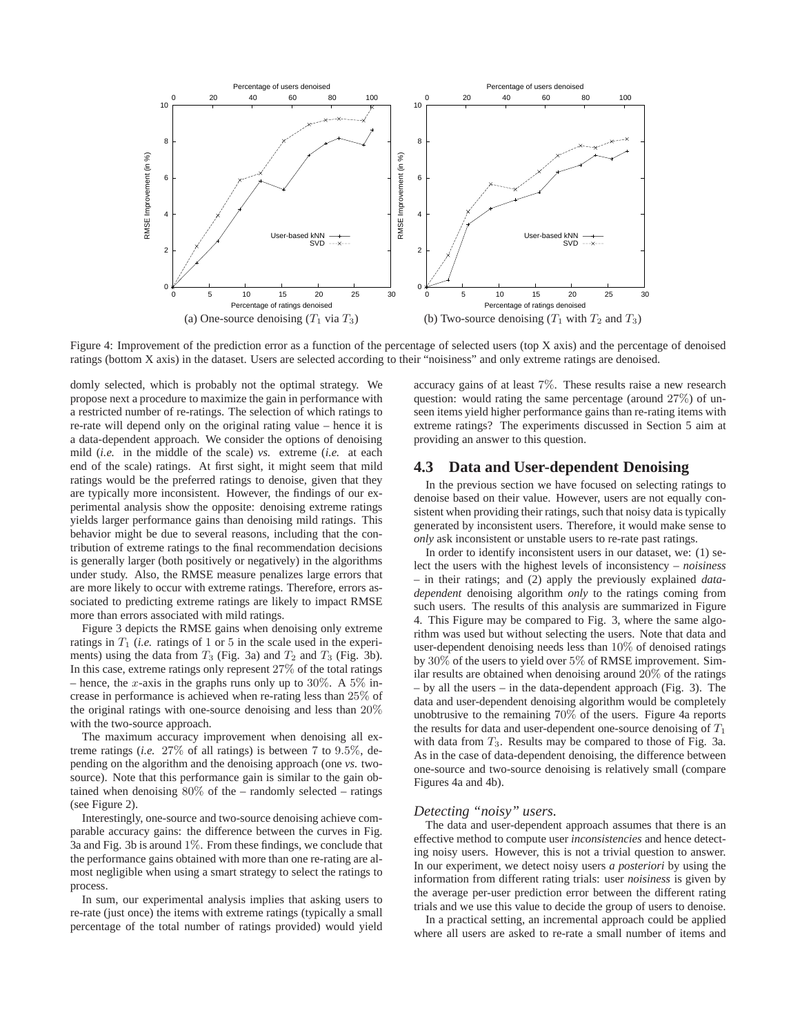Percentage of users denoised

0 20 40 60 80 100

10

8

6

4

2

0

RMSE Improvement (in %)

User-based kNN

SVD

0 5 10 15 20 25 30

Percentage of ratings denoised

(a) One-source denoising ($T_1$ via $T_3$)

Percentage of users denoised

0 20 40 60 80 100

10

8

6

4

2

0

RMSE Improvement (in %)

User-based kNN

SVD

0 5 10 15 20 25 30

Percentage of ratings denoised

(b) Two-source denoising ($T_1$ with $T_2$ and $T_3$)

Figure 4: Improvement of the prediction error as a function of the percentage of selected users (top X axis) and the percentage of denoised ratings (bottom X axis) in the dataset. Users are selected according to their "noisiness" and only extreme ratings are denoised.

domly selected, which is probably not the optimal strategy. We propose next a procedure to maximize the gain in performance with a restricted number of re-ratings. The selection of which ratings to re-rate will depend only on the original rating value – hence it is a data-dependent approach. We consider the options of denoising mild (*i.e.* in the middle of the scale) *vs.* extreme (*i.e.* at each end of the scale) ratings. At first sight, it might seem that mild ratings would be the preferred ratings to denoise, given that they are typically more inconsistent. However, the findings of our experimental analysis show the opposite: denoising extreme ratings yields larger performance gains than denoising mild ratings. This behavior might be due to several reasons, including that the contribution of extreme ratings to the final recommendation decisions is generally larger (both positively or negatively) in the algorithms under study. Also, the RMSE measure penalizes large errors that are more likely to occur with extreme ratings. Therefore, errors associated to predicting extreme ratings are likely to impact RMSE more than errors associated with mild ratings.

Figure 3 depicts the RMSE gains when denoising only extreme ratings in $T_1$ (*i.e.* ratings of $1$ or $5$ in the scale used in the experiments) using the data from $T_3$ (Fig. 3a) and $T_2$ and $T_3$ (Fig. 3b). In this case, extreme ratings only represent $27\%$ of the total ratings – hence, the $x$-axis in the graphs runs only up to $30\%$. A $5\%$ increase in performance is achieved when re-rating less than $25\%$ of the original ratings with one-source denoising and less than $20\%$ with the two-source approach.

The maximum accuracy improvement when denoising all extreme ratings (*i.e.* $27\%$ of all ratings) is between $7$ to $9.5\%$, depending on the algorithm and the denoising approach (one *vs.* two-source). Note that this performance gain is similar to the gain obtained when denoising $80\%$ of the – randomly selected – ratings (see Figure 2).

Interestingly, one-source and two-source denoising achieve comparable accuracy gains: the difference between the curves in Fig. 3a and Fig. 3b is around $1\%$. From these findings, we conclude that the performance gains obtained with more than one re-rating are almost negligible when using a smart strategy to select the ratings to process.

In sum, our experimental analysis implies that asking users to re-rate (just once) the items with extreme ratings (typically a small percentage of the total number of ratings provided) would yield accuracy gains of at least $7\%$. These results raise a new research question: would rating the same percentage (around $27\%$) of unseen items yield higher performance gains than re-rating items with extreme ratings? The experiments discussed in Section 5 aim at providing an answer to this question.

## 4.3 Data and User-dependent Denoising

In the previous section we have focused on selecting ratings to denoise based on their value. However, users are not equally consistent when providing their ratings, such that noisy data is typically generated by inconsistent users. Therefore, it would make sense to *only* ask inconsistent or unstable users to re-rate past ratings.

In order to identify inconsistent users in our dataset, we: (1) select the users with the highest levels of inconsistency – *noisiness* – in their ratings; and (2) apply the previously explained *data-dependent* denoising algorithm *only* to the ratings coming from such users. The results of this analysis are summarized in Figure 4. This Figure may be compared to Fig. 3, where the same algorithm was used but without selecting the users. Note that data and user-dependent denoising needs less than $10\%$ of denoised ratings by $30\%$ of the users to yield over $5\%$ of RMSE improvement. Similar results are obtained when denoising around $20\%$ of the ratings – by all the users – in the data-dependent approach (Fig. 3). The data and user-dependent denoising algorithm would be completely unobtrusive to the remaining $70\%$ of the users. Figure 4a reports the results for data and user-dependent one-source denoising of $T_1$ with data from $T_3$. Results may be compared to those of Fig. 3a. As in the case of data-dependent denoising, the difference between one-source and two-source denoising is relatively small (compare Figures 4a and 4b).

### *Detecting "noisy" users.*

The data and user-dependent approach assumes that there is an effective method to compute user *inconsistencies* and hence detecting noisy users. However, this is not a trivial question to answer. In our experiment, we detect noisy users *a posteriori* by using the information from different rating trials: user *noisiness* is given by the average per-user prediction error between the different rating trials and we use this value to decide the group of users to denoise.

In a practical setting, an incremental approach could be applied where all users are asked to re-rate a small number of items and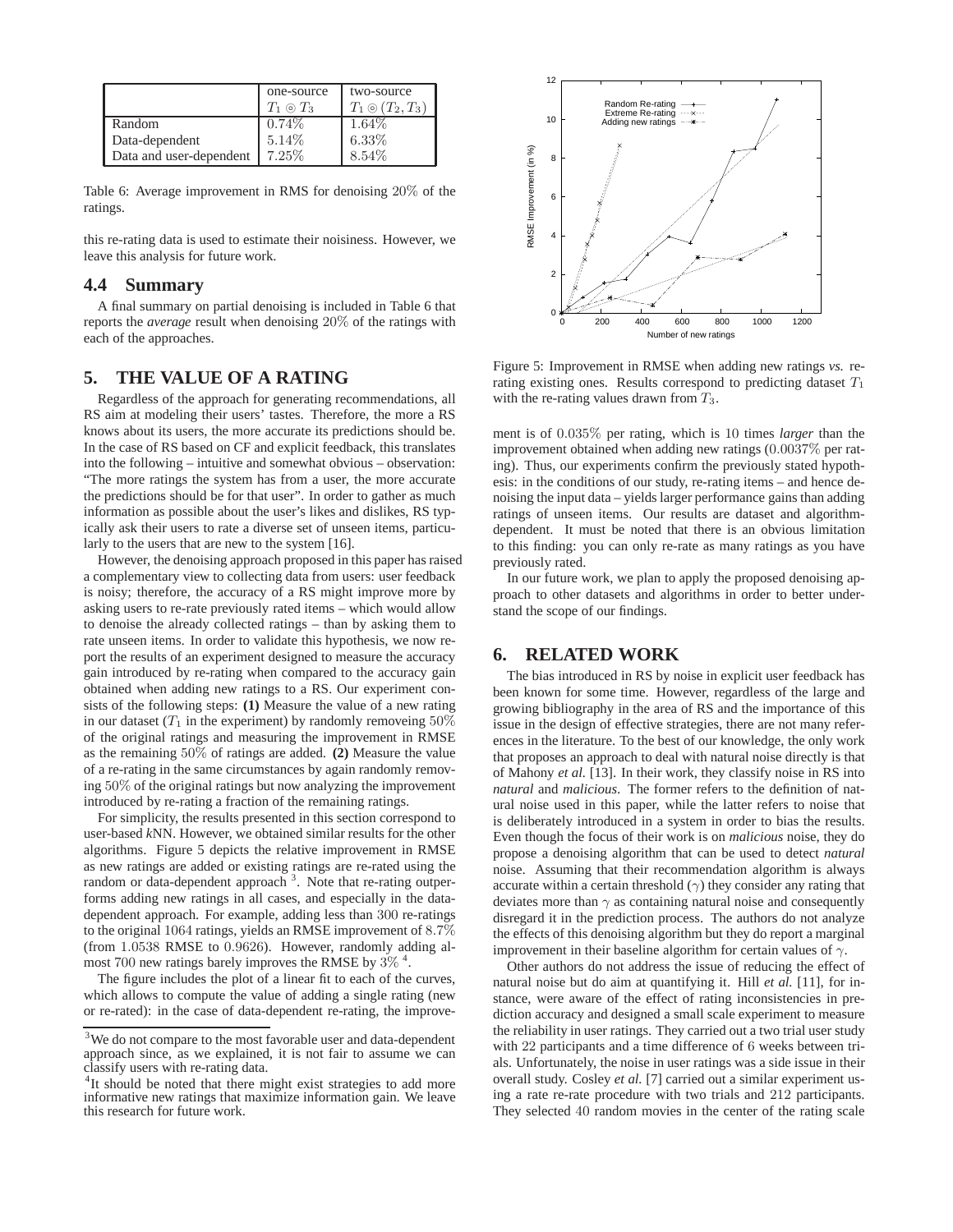| | one-source $T_1 \circledcirc T_3$ | two-source $T_1 \circledcirc (T_2, T_3)$ |
|---|---|---|
| Random | $0.74\%$ | $1.64\%$ |
| Data-dependent | $5.14\%$ | $6.33\%$ |
| Data and user-dependent | $7.25\%$ | $8.54\%$ |

Table 6: Average improvement in RMS for denoising $20\%$ of the ratings.

this re-rating data is used to estimate their noisiness. However, we leave this analysis for future work.

### 4.4 Summary

A final summary on partial denoising is included in Table 6 that reports the *average* result when denoising $20\%$ of the ratings with each of the approaches.

## 5. THE VALUE OF A RATING

Regardless of the approach for generating recommendations, all RS aim at modeling their users' tastes. Therefore, the more a RS knows about its users, the more accurate its predictions should be. In the case of RS based on CF and explicit feedback, this translates into the following – intuitive and somewhat obvious – observation: "The more ratings the system has from a user, the more accurate the predictions should be for that user". In order to gather as much information as possible about the user's likes and dislikes, RS typically ask their users to rate a diverse set of unseen items, particularly to the users that are new to the system [16].

However, the denoising approach proposed in this paper has raised a complementary view to collecting data from users: user feedback is noisy; therefore, the accuracy of a RS might improve more by asking users to re-rate previously rated items – which would allow to denoise the already collected ratings – than by asking them to rate unseen items. In order to validate this hypothesis, we now report the results of an experiment designed to measure the accuracy gain introduced by re-rating when compared to the accuracy gain obtained when adding new ratings to a RS. Our experiment consists of the following steps: **(1)** Measure the value of a new rating in our dataset ($T_1$ in the experiment) by randomly removeing $50\%$ of the original ratings and measuring the improvement in RMSE as the remaining $50\%$ of ratings are added. **(2)** Measure the value of a re-rating in the same circumstances by again randomly removing $50\%$ of the original ratings but now analyzing the improvement introduced by re-rating a fraction of the remaining ratings.

For simplicity, the results presented in this section correspond to user-based *k*NN. However, we obtained similar results for the other algorithms. Figure 5 depicts the relative improvement in RMSE as new ratings are added or existing ratings are re-rated using the random or data-dependent approach [3]. Note that re-rating outperforms adding new ratings in all cases, and especially in the data-dependent approach. For example, adding less than $300$ re-ratings to the original $1064$ ratings, yields an RMSE improvement of $8.7\%$ (from $1.0538$ RMSE to $0.9626$). However, randomly adding almost $700$ new ratings barely improves the RMSE by $3\%$ [4].

The figure includes the plot of a linear fit to each of the curves, which allows to compute the value of adding a single rating (new or re-rated): in the case of data-dependent re-rating, the improvement is of $0.035\%$ per rating, which is $10$ times *larger* than the improvement obtained when adding new ratings ($0.0037\%$ per rating). Thus, our experiments confirm the previously stated hypothesis: in the conditions of our study, re-rating items – and hence denoising the input data – yields larger performance gains than adding ratings of unseen items. Our results are dataset and algorithm-dependent. It must be noted that there is an obvious limitation to this finding: you can only re-rate as many ratings as you have previously rated.

In our future work, we plan to apply the proposed denoising approach to other datasets and algorithms in order to better understand the scope of our findings.

[3] We do not compare to the most favorable user and data-dependent approach since, as we explained, it is not fair to assume we can classify users with re-rating data.

[4] It should be noted that there might exist strategies to add more informative new ratings that maximize information gain. We leave this research for future work.

RMSE Improvement (in %)
Number of new ratings
Random Re-rating
Extreme Re-rating
Adding new ratings
0 2 4 6 8 10 12
0 200 400 600 800 1000 1200

Figure 5: Improvement in RMSE when adding new ratings *vs.* re-rating existing ones. Results correspond to predicting dataset $T_1$ with the re-rating values drawn from $T_3$.

## 6. RELATED WORK

The bias introduced in RS by noise in explicit user feedback has been known for some time. However, regardless of the large and growing bibliography in the area of RS and the importance of this issue in the design of effective strategies, there are not many references in the literature. To the best of our knowledge, the only work that proposes an approach to deal with natural noise directly is that of Mahony *et al.* [13]. In their work, they classify noise in RS into *natural* and *malicious*. The former refers to the definition of natural noise used in this paper, while the latter refers to noise that is deliberately introduced in a system in order to bias the results. Even though the focus of their work is on *malicious* noise, they do propose a denoising algorithm that can be used to detect *natural* noise. Assuming that their recommendation algorithm is always accurate within a certain threshold ($\gamma$) they consider any rating that deviates more than $\gamma$ as containing natural noise and consequently disregard it in the prediction process. The authors do not analyze the effects of this denoising algorithm but they do report a marginal improvement in their baseline algorithm for certain values of $\gamma$.

Other authors do not address the issue of reducing the effect of natural noise but do aim at quantifying it. Hill *et al.* [11], for instance, were aware of the effect of rating inconsistencies in prediction accuracy and designed a small scale experiment to measure the reliability in user ratings. They carried out a two trial user study with $22$ participants and a time difference of $6$ weeks between trials. Unfortunately, the noise in user ratings was a side issue in their overall study. Cosley *et al.* [7] carried out a similar experiment using a rate re-rate procedure with two trials and $212$ participants. They selected $40$ random movies in the center of the rating scale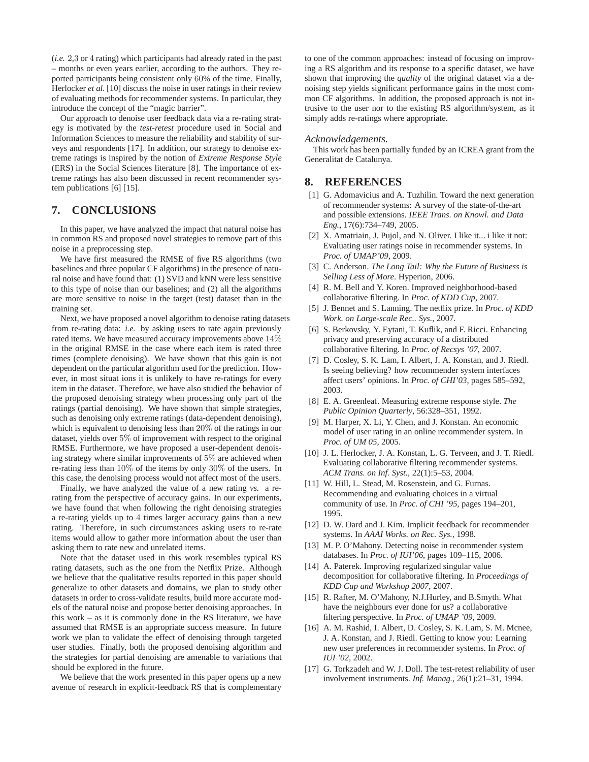(*i.e.* 2,3 or 4 rating) which participants had already rated in the past – months or even years earlier, according to the authors. They reported participants being consistent only 60% of the time. Finally, Herlocker *et al.* [10] discuss the noise in user ratings in their review of evaluating methods for recommender systems. In particular, they introduce the concept of the "magic barrier".

Our approach to denoise user feedback data via a re-rating strategy is motivated by the *test-retest* procedure used in Social and Information Sciences to measure the reliability and stability of surveys and respondents [17]. In addition, our strategy to denoise extreme ratings is inspired by the notion of *Extreme Response Style* (ERS) in the Social Sciences literature [8]. The importance of extreme ratings has also been discussed in recent recommender system publications [6] [15].

## 7. CONCLUSIONS

In this paper, we have analyzed the impact that natural noise has in common RS and proposed novel strategies to remove part of this noise in a preprocessing step.

We have first measured the RMSE of five RS algorithms (two baselines and three popular CF algorithms) in the presence of natural noise and have found that: (1) SVD and kNN were less sensitive to this type of noise than our baselines; and (2) all the algorithms are more sensitive to noise in the target (test) dataset than in the training set.

Next, we have proposed a novel algorithm to denoise rating datasets from re-rating data: *i.e.* by asking users to rate again previously rated items. We have measured accuracy improvements above 14% in the original RMSE in the case where each item is rated three times (complete denoising). We have shown that this gain is not dependent on the particular algorithm used for the prediction. However, in most situat ions it is unlikely to have re-ratings for every item in the dataset. Therefore, we have also studied the behavior of the proposed denoising strategy when processing only part of the ratings (partial denoising). We have shown that simple strategies, such as denoising only extreme ratings (data-dependent denoising), which is equivalent to denoising less than 20% of the ratings in our dataset, yields over 5% of improvement with respect to the original RMSE. Furthermore, we have proposed a user-dependent denoising strategy where similar improvements of 5% are achieved when re-rating less than 10% of the items by only 30% of the users. In this case, the denoising process would not affect most of the users.

Finally, we have analyzed the value of a new rating *vs.* a re-rating from the perspective of accuracy gains. In our experiments, we have found that when following the right denoising strategies a re-rating yields up to 4 times larger accuracy gains than a new rating. Therefore, in such circumstances asking users to re-rate items would allow to gather more information about the user than asking them to rate new and unrelated items.

Note that the dataset used in this work resembles typical RS rating datasets, such as the one from the Netflix Prize. Although we believe that the qualitative results reported in this paper should generalize to other datasets and domains, we plan to study other datasets in order to cross-validate results, build more accurate models of the natural noise and propose better denoising approaches. In this work – as it is commonly done in the RS literature, we have assumed that RMSE is an appropriate success measure. In future work we plan to validate the effect of denoising through targeted user studies. Finally, both the proposed denoising algorithm and the strategies for partial denoising are amenable to variations that should be explored in the future.

We believe that the work presented in this paper opens up a new avenue of research in explicit-feedback RS that is complementary to one of the common approaches: instead of focusing on improving a RS algorithm and its response to a specific dataset, we have shown that improving the *quality* of the original dataset via a denoising step yields significant performance gains in the most common CF algorithms. In addition, the proposed approach is not intrusive to the user nor to the existing RS algorithm/system, as it simply adds re-ratings where appropriate.

### *Acknowledgements.*

This work has been partially funded by an ICREA grant from the Generalitat de Catalunya.

## 8. REFERENCES

[1] G. Adomavicius and A. Tuzhilin. Toward the next generation of recommender systems: A survey of the state-of-the-art and possible extensions. *IEEE Trans. on Knowl. and Data Eng.*, 17(6):734–749, 2005.

[2] X. Amatriain, J. Pujol, and N. Oliver. I like it... i like it not: Evaluating user ratings noise in recommender systems. In *Proc. of UMAP'09*, 2009.

[3] C. Anderson. *The Long Tail: Why the Future of Business is Selling Less of More*. Hyperion, 2006.

[4] R. M. Bell and Y. Koren. Improved neighborhood-based collaborative filtering. In *Proc. of KDD Cup*, 2007.

[5] J. Bennet and S. Lanning. The netflix prize. In *Proc. of KDD Work. on Large-scale Rec.. Sys.*, 2007.

[6] S. Berkovsky, Y. Eytani, T. Kuflik, and F. Ricci. Enhancing privacy and preserving accuracy of a distributed collaborative filtering. In *Proc. of Recsys '07*, 2007.

[7] D. Cosley, S. K. Lam, I. Albert, J. A. Konstan, and J. Riedl. Is seeing believing? how recommender system interfaces affect users' opinions. In *Proc. of CHI'03*, pages 585–592, 2003.

[8] E. A. Greenleaf. Measuring extreme response style. *The Public Opinion Quarterly*, 56:328–351, 1992.

[9] M. Harper, X. Li, Y. Chen, and J. Konstan. An economic model of user rating in an online recommender system. In *Proc. of UM 05*, 2005.

[10] J. L. Herlocker, J. A. Konstan, L. G. Terveen, and J. T. Riedl. Evaluating collaborative filtering recommender systems. *ACM Trans. on Inf. Syst.*, 22(1):5–53, 2004.

[11] W. Hill, L. Stead, M. Rosenstein, and G. Furnas. Recommending and evaluating choices in a virtual community of use. In *Proc. of CHI '95*, pages 194–201, 1995.

[12] D. W. Oard and J. Kim. Implicit feedback for recommender systems. In *AAAI Works. on Rec. Sys.*, 1998.

[13] M. P. O'Mahony. Detecting noise in recommender system databases. In *Proc. of IUI'06*, pages 109–115, 2006.

[14] A. Paterek. Improving regularized singular value decomposition for collaborative filtering. In *Proceedings of KDD Cup and Workshop 2007*, 2007.

[15] R. Rafter, M. O'Mahony, N.J.Hurley, and B.Smyth. What have the neighbours ever done for us? a collaborative filtering perspective. In *Proc. of UMAP '09*, 2009.

[16] A. M. Rashid, I. Albert, D. Cosley, S. K. Lam, S. M. Mcnee, J. A. Konstan, and J. Riedl. Getting to know you: Learning new user preferences in recommender systems. In *Proc. of IUI '02*, 2002.

[17] G. Torkzadeh and W. J. Doll. The test-retest reliability of user involvement instruments. *Inf. Manag.*, 26(1):21–31, 1994.